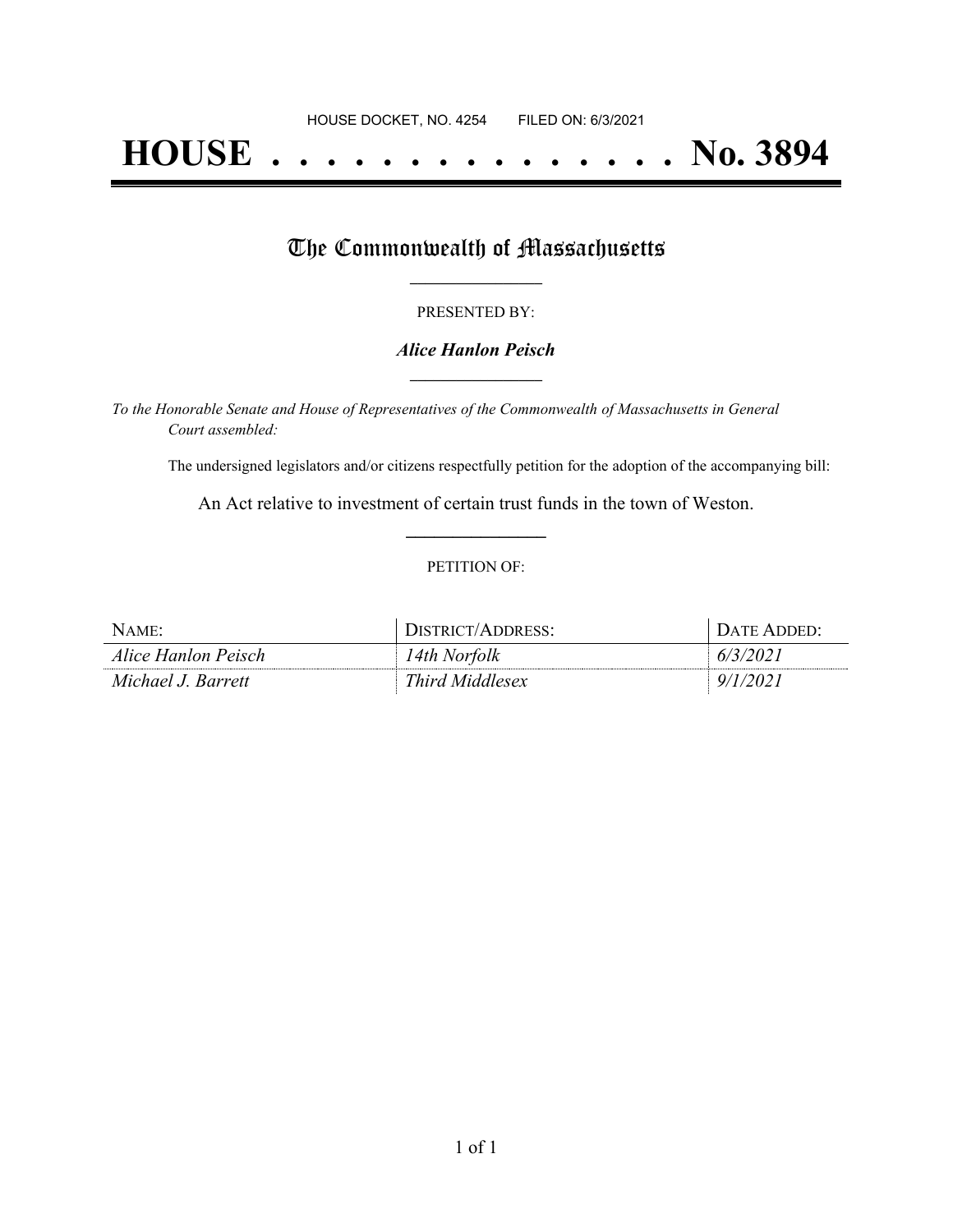HOUSE DOCKET, NO. 4254 FILED ON: 6/3/2021

# HOUSE . . . . . . . . . . . . . . . No. 3894

## The Commonwealth of Massachusetts

PRESENTED BY:

***Alice Hanlon Peisch***

*To the Honorable Senate and House of Representatives of the Commonwealth of Massachusetts in General Court assembled:*

The undersigned legislators and/or citizens respectfully petition for the adoption of the accompanying bill:

An Act relative to investment of certain trust funds in the town of Weston.

PETITION OF:

| NAME: | DISTRICT/ADDRESS: | DATE ADDED: |
| --- | --- | --- |
| *Alice Hanlon Peisch* | *14th Norfolk* | *6/3/2021* |
| *Michael J. Barrett* | *Third Middlesex* | *9/1/2021* |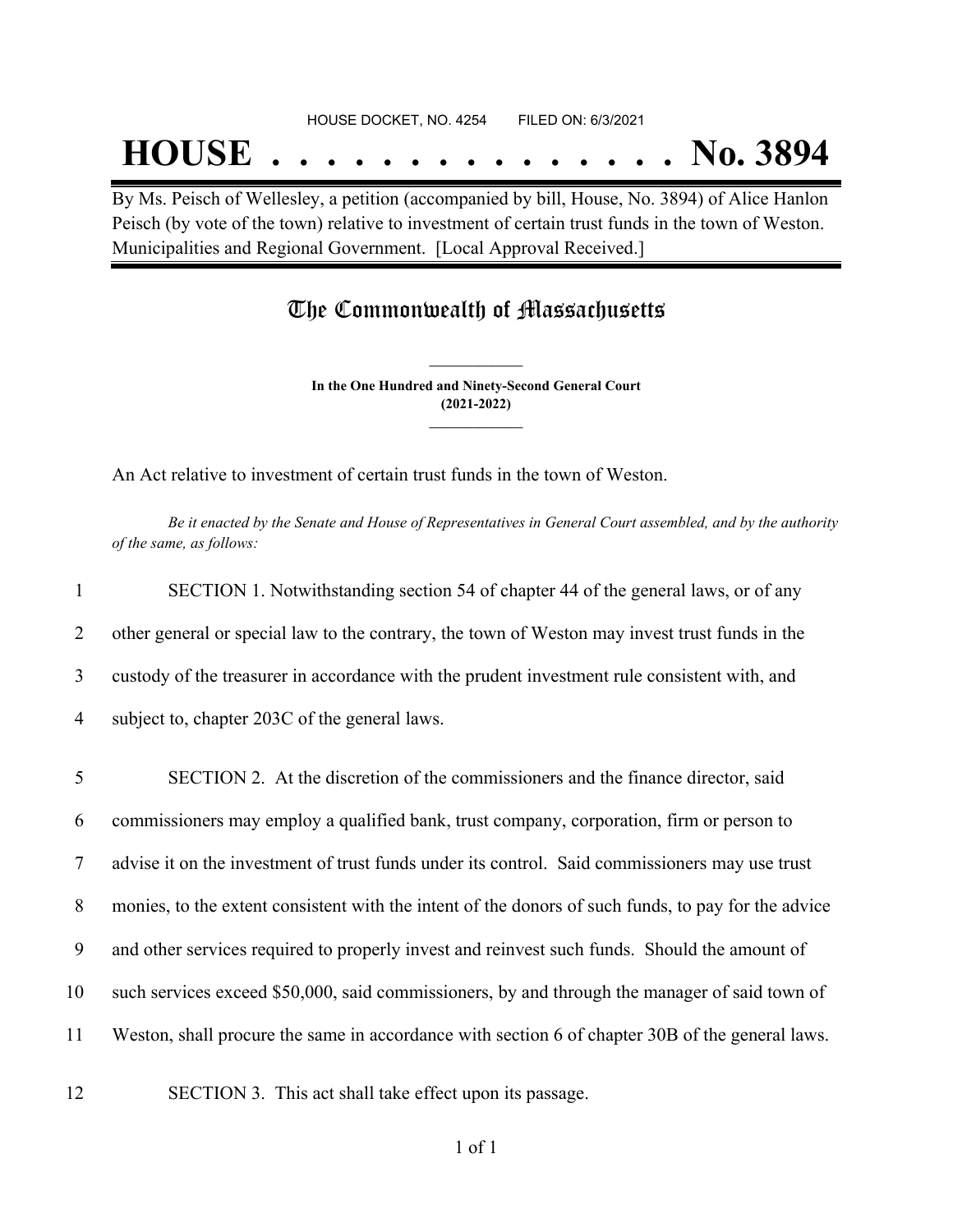HOUSE DOCKET, NO. 4254 FILED ON: 6/3/2021

# HOUSE . . . . . . . . . . . . . . . No. 3894

By Ms. Peisch of Wellesley, a petition (accompanied by bill, House, No. 3894) of Alice Hanlon Peisch (by vote of the town) relative to investment of certain trust funds in the town of Weston. Municipalities and Regional Government. [Local Approval Received.]

## The Commonwealth of Massachusetts

**In the One Hundred and Ninety-Second General Court**
**(2021-2022)**

An Act relative to investment of certain trust funds in the town of Weston.

*Be it enacted by the Senate and House of Representatives in General Court assembled, and by the authority of the same, as follows:*

1 SECTION 1. Notwithstanding section 54 of chapter 44 of the general laws, or of any
2 other general or special law to the contrary, the town of Weston may invest trust funds in the
3 custody of the treasurer in accordance with the prudent investment rule consistent with, and
4 subject to, chapter 203C of the general laws.

5 SECTION 2. At the discretion of the commissioners and the finance director, said
6 commissioners may employ a qualified bank, trust company, corporation, firm or person to
7 advise it on the investment of trust funds under its control. Said commissioners may use trust
8 monies, to the extent consistent with the intent of the donors of such funds, to pay for the advice
9 and other services required to properly invest and reinvest such funds. Should the amount of
10 such services exceed $50,000, said commissioners, by and through the manager of said town of
11 Weston, shall procure the same in accordance with section 6 of chapter 30B of the general laws.

12 SECTION 3. This act shall take effect upon its passage.